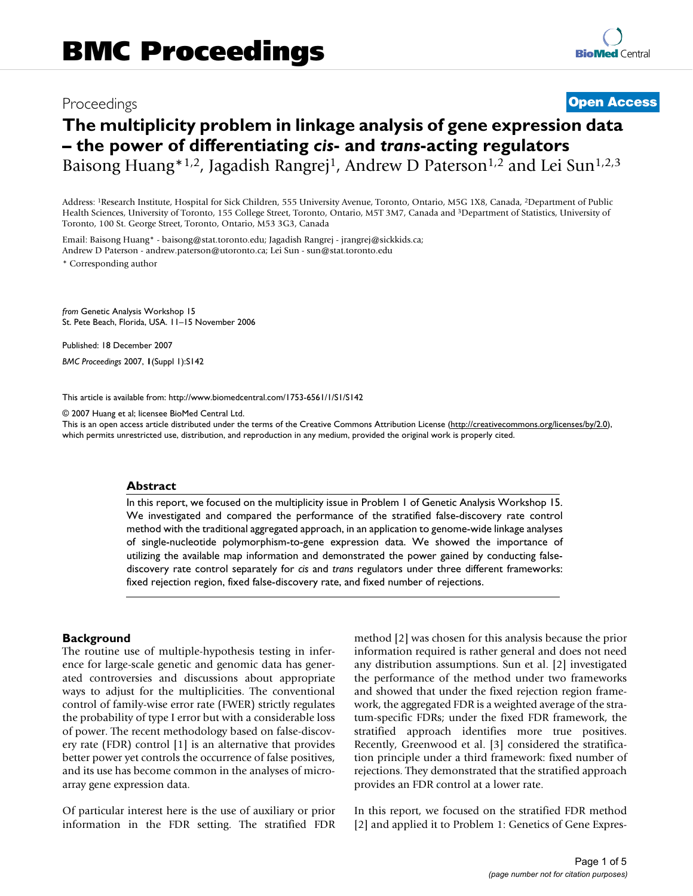# The multiplicity problem in linkage analysis of gene expression data – the power of differentiating *cis*- and *trans*-acting regulators

Baisong Huang*[1,2], Jagadish Rangrej[1], Andrew D Paterson[1,2] and Lei Sun[1,2,3]

Address: [1]Research Institute, Hospital for Sick Children, 555 University Avenue, Toronto, Ontario, M5G 1X8, Canada, [2]Department of Public Health Sciences, University of Toronto, 155 College Street, Toronto, Ontario, M5T 3M7, Canada and [3]Department of Statistics, University of Toronto, 100 St. George Street, Toronto, Ontario, M53 3G3, Canada

Email: Baisong Huang* - baisong@stat.toronto.edu; Jagadish Rangrej - jrangrej@sickkids.ca; Andrew D Paterson - andrew.paterson@utoronto.ca; Lei Sun - sun@stat.toronto.edu

* Corresponding author

*from* Genetic Analysis Workshop 15
St. Pete Beach, Florida, USA. 11–15 November 2006

Published: 18 December 2007

*BMC Proceedings* 2007, **1**(Suppl 1):S142

This article is available from: http://www.biomedcentral.com/1753-6561/1/S1/S142

© 2007 Huang et al; licensee BioMed Central Ltd.
This is an open access article distributed under the terms of the Creative Commons Attribution License (http://creativecommons.org/licenses/by/2.0), which permits unrestricted use, distribution, and reproduction in any medium, provided the original work is properly cited.

## Abstract

In this report, we focused on the multiplicity issue in Problem 1 of Genetic Analysis Workshop 15. We investigated and compared the performance of the stratified false-discovery rate control method with the traditional aggregated approach, in an application to genome-wide linkage analyses of single-nucleotide polymorphism-to-gene expression data. We showed the importance of utilizing the available map information and demonstrated the power gained by conducting false-discovery rate control separately for *cis* and *trans* regulators under three different frameworks: fixed rejection region, fixed false-discovery rate, and fixed number of rejections.

## Background

The routine use of multiple-hypothesis testing in inference for large-scale genetic and genomic data has generated controversies and discussions about appropriate ways to adjust for the multiplicities. The conventional control of family-wise error rate (FWER) strictly regulates the probability of type I error but with a considerable loss of power. The recent methodology based on false-discovery rate (FDR) control [1] is an alternative that provides better power yet controls the occurrence of false positives, and its use has become common in the analyses of microarray gene expression data.

Of particular interest here is the use of auxiliary or prior information in the FDR setting. The stratified FDR method [2] was chosen for this analysis because the prior information required is rather general and does not need any distribution assumptions. Sun et al. [2] investigated the performance of the method under two frameworks and showed that under the fixed rejection region framework, the aggregated FDR is a weighted average of the stratum-specific FDRs; under the fixed FDR framework, the stratified approach identifies more true positives. Recently, Greenwood et al. [3] considered the stratification principle under a third framework: fixed number of rejections. They demonstrated that the stratified approach provides an FDR control at a lower rate.

In this report, we focused on the stratified FDR method [2] and applied it to Problem 1: Genetics of Gene Expres-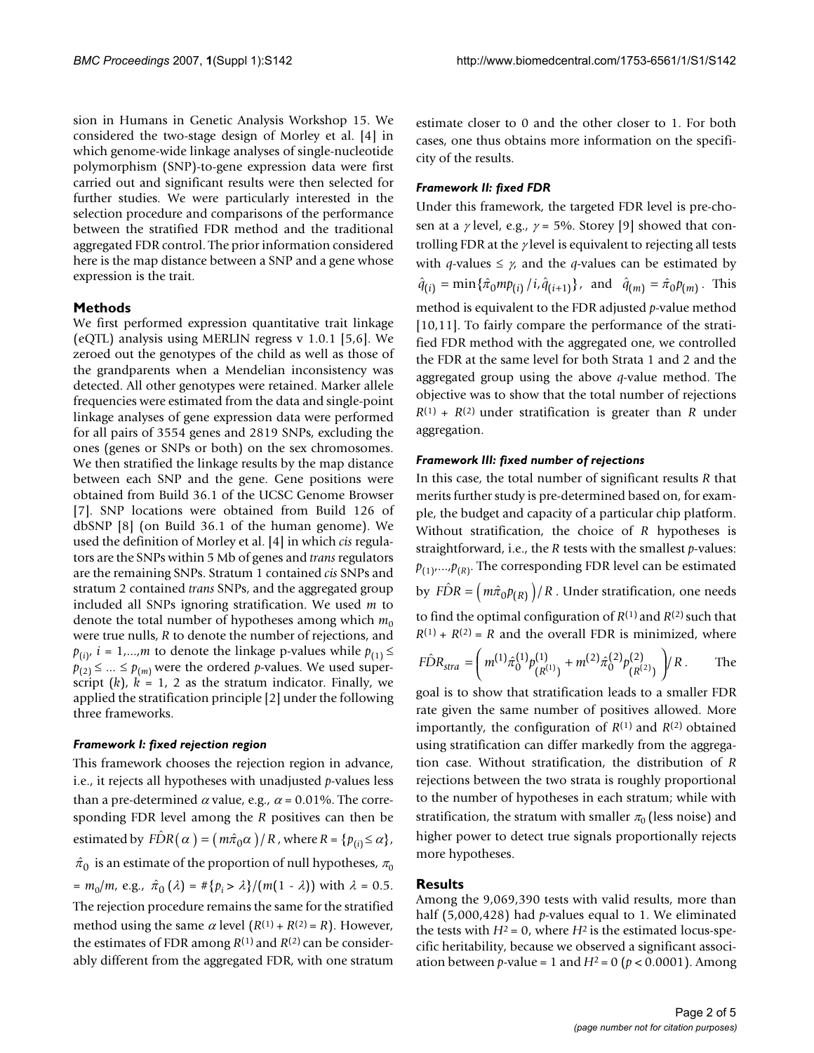sion in Humans in Genetic Analysis Workshop 15. We considered the two-stage design of Morley et al. [4] in which genome-wide linkage analyses of single-nucleotide polymorphism (SNP)-to-gene expression data were first carried out and significant results were then selected for further studies. We were particularly interested in the selection procedure and comparisons of the performance between the stratified FDR method and the traditional aggregated FDR control. The prior information considered here is the map distance between a SNP and a gene whose expression is the trait.

## Methods

We first performed expression quantitative trait linkage (eQTL) analysis using MERLIN regress v 1.0.1 [5,6]. We zeroed out the genotypes of the child as well as those of the grandparents when a Mendelian inconsistency was detected. All other genotypes were retained. Marker allele frequencies were estimated from the data and single-point linkage analyses of gene expression data were performed for all pairs of 3554 genes and 2819 SNPs, excluding the ones (genes or SNPs or both) on the sex chromosomes. We then stratified the linkage results by the map distance between each SNP and the gene. Gene positions were obtained from Build 36.1 of the UCSC Genome Browser [7]. SNP locations were obtained from Build 126 of dbSNP [8] (on Build 36.1 of the human genome). We used the definition of Morley et al. [4] in which *cis* regulators are the SNPs within 5 Mb of genes and *trans* regulators are the remaining SNPs. Stratum 1 contained *cis* SNPs and stratum 2 contained *trans* SNPs, and the aggregated group included all SNPs ignoring stratification. We used $m$ to denote the total number of hypotheses among which $m_0$ were true nulls, $R$ to denote the number of rejections, and $p_{(i)}$, $i = 1,...,m$ to denote the linkage p-values while $p_{(1)} \leq p_{(2)} \leq ... \leq p_{(m)}$ were the ordered $p$-values. We used superscript ($k$), $k = 1, 2$ as the stratum indicator. Finally, we applied the stratification principle [2] under the following three frameworks.

### *Framework I: fixed rejection region*

This framework chooses the rejection region in advance, i.e., it rejects all hypotheses with unadjusted $p$-values less than a pre-determined $\alpha$ value, e.g., $\alpha = 0.01\%$. The corresponding FDR level among the $R$ positives can then be estimated by $\hat{FDR}(\alpha) = (m\hat{\pi}_0\alpha)/R$, where $R = \{p_{(i)} \leq \alpha\}$, $\hat{\pi}_0$ is an estimate of the proportion of null hypotheses, $\pi_0 = m_0/m$, e.g., $\hat{\pi}_0(\lambda) = \#\{p_i > \lambda\}/(m(1 - \lambda))$ with $\lambda = 0.5$. The rejection procedure remains the same for the stratified method using the same $\alpha$ level ($R^{(1)} + R^{(2)} = R$). However, the estimates of FDR among $R^{(1)}$ and $R^{(2)}$ can be considerably different from the aggregated FDR, with one stratum estimate closer to 0 and the other closer to 1. For both cases, one thus obtains more information on the specificity of the results.

### *Framework II: fixed FDR*

Under this framework, the targeted FDR level is pre-chosen at a $\gamma$ level, e.g., $\gamma = 5\%$. Storey [9] showed that controlling FDR at the $\gamma$ level is equivalent to rejecting all tests with $q$-values $\leq \gamma$, and the $q$-values can be estimated by $\hat{q}_{(i)} = \min\{\hat{\pi}_0 m p_{(i)}/i, \hat{q}_{(i+1)}\}$, and $\hat{q}_{(m)} = \hat{\pi}_0 p_{(m)}$. This method is equivalent to the FDR adjusted $p$-value method [10,11]. To fairly compare the performance of the stratified FDR method with the aggregated one, we controlled the FDR at the same level for both Strata 1 and 2 and the aggregated group using the above $q$-value method. The objective was to show that the total number of rejections $R^{(1)} + R^{(2)}$ under stratification is greater than $R$ under aggregation.

### *Framework III: fixed number of rejections*

In this case, the total number of significant results $R$ that merits further study is pre-determined based on, for example, the budget and capacity of a particular chip platform. Without stratification, the choice of $R$ hypotheses is straightforward, i.e., the $R$ tests with the smallest $p$-values: $p_{(1)},...,p_{(R)}$. The corresponding FDR level can be estimated by $\hat{FDR} = (m\hat{\pi}_0 p_{(R)})/R$. Under stratification, one needs to find the optimal configuration of $R^{(1)}$ and $R^{(2)}$ such that $R^{(1)} + R^{(2)} = R$ and the overall FDR is minimized, where

$$\hat{FDR}_{stra} = \left( m^{(1)}\hat{\pi}_0^{(1)} p^{(1)}_{(R^{(1)})} + m^{(2)}\hat{\pi}_0^{(2)} p^{(2)}_{(R^{(2)})} \right) / R.$$

The goal is to show that stratification leads to a smaller FDR rate given the same number of positives allowed. More importantly, the configuration of $R^{(1)}$ and $R^{(2)}$ obtained using stratification can differ markedly from the aggregation case. Without stratification, the distribution of $R$ rejections between the two strata is roughly proportional to the number of hypotheses in each stratum; while with stratification, the stratum with smaller $\pi_0$ (less noise) and higher power to detect true signals proportionally rejects more hypotheses.

## Results

Among the 9,069,390 tests with valid results, more than half (5,000,428) had $p$-values equal to 1. We eliminated the tests with $H^2 = 0$, where $H^2$ is the estimated locus-specific heritability, because we observed a significant association between $p$-value = 1 and $H^2 = 0$ ($p < 0.0001$). Among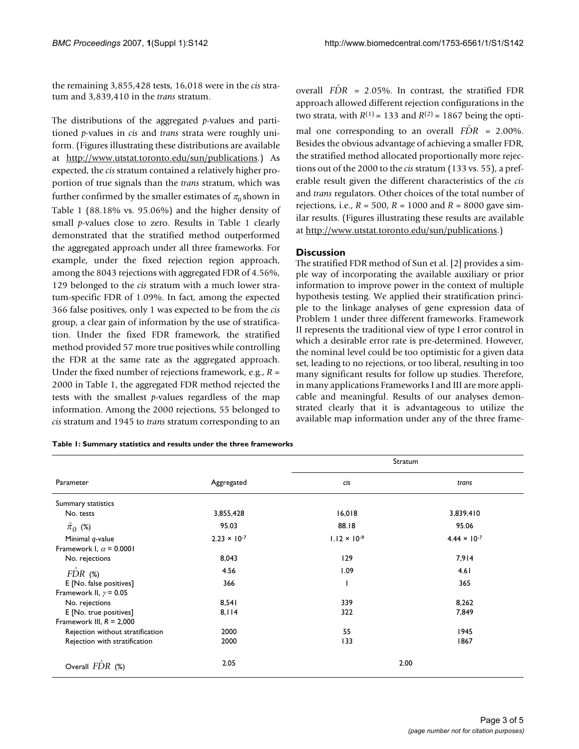the remaining 3,855,428 tests, 16,018 were in the *cis* stratum and 3,839,410 in the *trans* stratum.

The distributions of the aggregated *p*-values and partitioned *p*-values in *cis* and *trans* strata were roughly uniform. (Figures illustrating these distributions are available at http://www.utstat.toronto.edu/sun/publications.) As expected, the *cis* stratum contained a relatively higher proportion of true signals than the *trans* stratum, which was further confirmed by the smaller estimates of $\pi_0$ shown in Table 1 (88.18% vs. 95.06%) and the higher density of small *p*-values close to zero. Results in Table 1 clearly demonstrated that the stratified method outperformed the aggregated approach under all three frameworks. For example, under the fixed rejection region approach, among the 8043 rejections with aggregated FDR of 4.56%, 129 belonged to the *cis* stratum with a much lower stratum-specific FDR of 1.09%. In fact, among the expected 366 false positives, only 1 was expected to be from the *cis* group, a clear gain of information by the use of stratification. Under the fixed FDR framework, the stratified method provided 57 more true positives while controlling the FDR at the same rate as the aggregated approach. Under the fixed number of rejections framework, e.g., $R$ = 2000 in Table 1, the aggregated FDR method rejected the tests with the smallest *p*-values regardless of the map information. Among the 2000 rejections, 55 belonged to *cis* stratum and 1945 to *trans* stratum corresponding to an overall $\hat{FDR}$ = 2.05%. In contrast, the stratified FDR approach allowed different rejection configurations in the two strata, with $R^{(1)} = 133$ and $R^{(2)} = 1867$ being the optimal one corresponding to an overall $\hat{FDR}$ = 2.00%. Besides the obvious advantage of achieving a smaller FDR, the stratified method allocated proportionally more rejections out of the 2000 to the *cis* stratum (133 vs. 55), a preferable result given the different characteristics of the *cis* and *trans* regulators. Other choices of the total number of rejections, i.e., $R$ = 500, $R$ = 1000 and $R$ = 8000 gave similar results. (Figures illustrating these results are available at http://www.utstat.toronto.edu/sun/publications.)

## Discussion

The stratified FDR method of Sun et al. [2] provides a simple way of incorporating the available auxiliary or prior information to improve power in the context of multiple hypothesis testing. We applied their stratification principle to the linkage analyses of gene expression data of Problem 1 under three different frameworks. Framework II represents the traditional view of type I error control in which a desirable error rate is pre-determined. However, the nominal level could be too optimistic for a given data set, leading to no rejections, or too liberal, resulting in too many significant results for follow up studies. Therefore, in many applications Frameworks I and III are more applicable and meaningful. Results of our analyses demonstrated clearly that it is advantageous to utilize the available map information under any of the three frame-

**Table 1: Summary statistics and results under the three frameworks**

| | | Stratum | |
|---|---|---|---|
| Parameter | Aggregated | *cis* | *trans* |
| Summary statistics | | | |
| No. tests | 3,855,428 | 16,018 | 3,839,410 |
| $\hat{\pi}_0$ (%) | 95.03 | 88.18 | 95.06 |
| Minimal *q*-value | $2.23 \times 10^{-7}$ | $1.12 \times 10^{-9}$ | $4.44 \times 10^{-7}$ |
| Framework I, $\alpha = 0.0001$ | | | |
| No. rejections | 8,043 | 129 | 7,914 |
| $\hat{FDR}$ (%) | 4.56 | 1.09 | 4.61 |
| E [No. false positives] | 366 | 1 | 365 |
| Framework II, $\gamma = 0.05$ | | | |
| No. rejections | 8,541 | 339 | 8,262 |
| E [No. true positives] | 8,114 | 322 | 7,849 |
| Framework III, $R$ = 2,000 | | | |
| Rejection without stratification | 2000 | 55 | 1945 |
| Rejection with stratification | 2000 | 133 | 1867 |
| Overall $\hat{FDR}$ (%) | 2.05 | 2.00 | |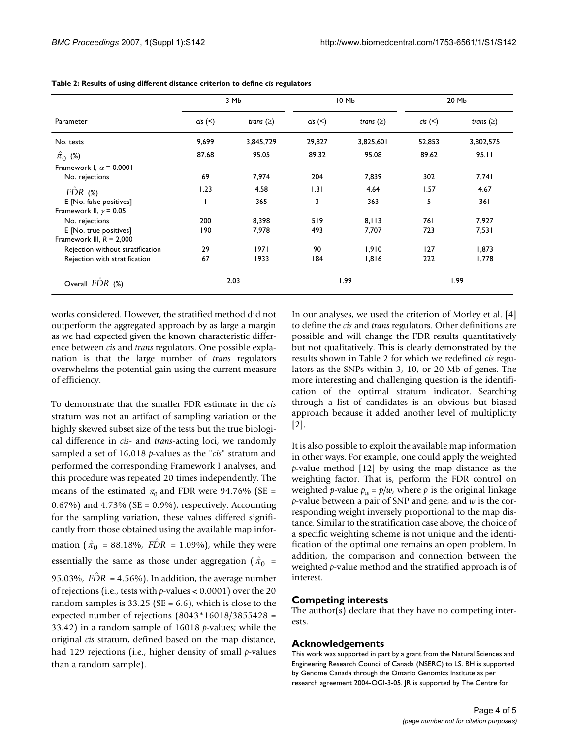**Table 2: Results of using different distance criterion to define *cis* regulators**

| Parameter | 3 Mb | | 10 Mb | | 20 Mb | |
|---|---|---|---|---|---|---|
| | *cis* (<) | *trans* (≥) | *cis* (<) | *trans* (≥) | *cis* (<) | *trans* (≥) |
| No. tests | 9,699 | 3,845,729 | 29,827 | 3,825,601 | 52,853 | 3,802,575 |
| $\hat{\pi}_0$ (%) | 87.68 | 95.05 | 89.32 | 95.08 | 89.62 | 95.11 |
| Framework I, $\alpha$ = 0.0001 | | | | | | |
| No. rejections | 69 | 7,974 | 204 | 7,839 | 302 | 7,741 |
| $\hat{FDR}$ (%) | 1.23 | 4.58 | 1.31 | 4.64 | 1.57 | 4.67 |
| E [No. false positives] | 1 | 365 | 3 | 363 | 5 | 361 |
| Framework II, $\gamma$ = 0.05 | | | | | | |
| No. rejections | 200 | 8,398 | 519 | 8,113 | 761 | 7,927 |
| E [No. true positives] | 190 | 7,978 | 493 | 7,707 | 723 | 7,531 |
| Framework III, $R$ = 2,000 | | | | | | |
| Rejection without stratification | 29 | 1971 | 90 | 1,910 | 127 | 1,873 |
| Rejection with stratification | 67 | 1933 | 184 | 1,816 | 222 | 1,778 |
| Overall $\hat{FDR}$ (%) | 2.03 | | 1.99 | | 1.99 | |

works considered. However, the stratified method did not outperform the aggregated approach by as large a margin as we had expected given the known characteristic difference between *cis* and *trans* regulators. One possible explanation is that the large number of *trans* regulators overwhelms the potential gain using the current measure of efficiency.

To demonstrate that the smaller FDR estimate in the *cis* stratum was not an artifact of sampling variation or the highly skewed subset size of the tests but the true biological difference in *cis*- and *trans*-acting loci, we randomly sampled a set of 16,018 *p*-values as the "*cis*" stratum and performed the corresponding Framework I analyses, and this procedure was repeated 20 times independently. The means of the estimated $\pi_0$ and FDR were 94.76% (SE = 0.67%) and 4.73% (SE = 0.9%), respectively. Accounting for the sampling variation, these values differed significantly from those obtained using the available map information ($\hat{\pi}_0$ = 88.18%, $\hat{FDR}$ = 1.09%), while they were essentially the same as those under aggregation ($\hat{\pi}_0$ = 95.03%, $\hat{FDR}$ = 4.56%). In addition, the average number of rejections (i.e., tests with *p*-values < 0.0001) over the 20 random samples is 33.25 (SE = 6.6), which is close to the expected number of rejections (8043*16018/3855428 = 33.42) in a random sample of 16018 *p*-values; while the original *cis* stratum, defined based on the map distance, had 129 rejections (i.e., higher density of small *p*-values than a random sample).

In our analyses, we used the criterion of Morley et al. [4] to define the *cis* and *trans* regulators. Other definitions are possible and will change the FDR results quantitatively but not qualitatively. This is clearly demonstrated by the results shown in Table 2 for which we redefined *cis* regulators as the SNPs within 3, 10, or 20 Mb of genes. The more interesting and challenging question is the identification of the optimal stratum indicator. Searching through a list of candidates is an obvious but biased approach because it added another level of multiplicity [2].

It is also possible to exploit the available map information in other ways. For example, one could apply the weighted *p*-value method [12] by using the map distance as the weighting factor. That is, perform the FDR control on weighted *p*-value $p_w = p/w$, where $p$ is the original linkage *p*-value between a pair of SNP and gene, and $w$ is the corresponding weight inversely proportional to the map distance. Similar to the stratification case above, the choice of a specific weighting scheme is not unique and the identification of the optimal one remains an open problem. In addition, the comparison and connection between the weighted *p*-value method and the stratified approach is of interest.

## Competing interests

The author(s) declare that they have no competing interests.

## Acknowledgements

This work was supported in part by a grant from the Natural Sciences and Engineering Research Council of Canada (NSERC) to LS. BH is supported by Genome Canada through the Ontario Genomics Institute as per research agreement 2004-OGI-3-05. JR is supported by The Centre for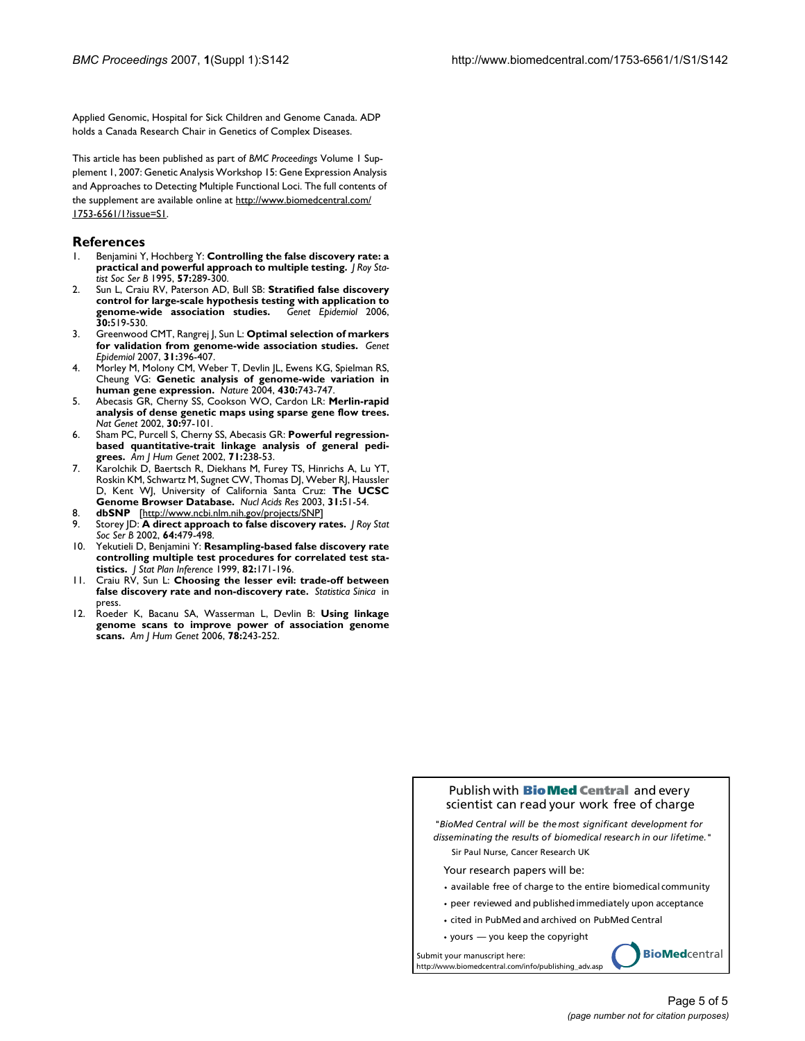Applied Genomic, Hospital for Sick Children and Genome Canada. ADP holds a Canada Research Chair in Genetics of Complex Diseases.

This article has been published as part of *BMC Proceedings* Volume 1 Supplement 1, 2007: Genetic Analysis Workshop 15: Gene Expression Analysis and Approaches to Detecting Multiple Functional Loci. The full contents of the supplement are available online at http://www.biomedcentral.com/1753-6561/1?issue=S1.

## References

1. Benjamini Y, Hochberg Y: **Controlling the false discovery rate: a practical and powerful approach to multiple testing.** *J Roy Statist Soc Ser B* 1995, **57:**289-300.
2. Sun L, Craiu RV, Paterson AD, Bull SB: **Stratified false discovery control for large-scale hypothesis testing with application to genome-wide association studies.** *Genet Epidemiol* 2006, **30:**519-530.
3. Greenwood CMT, Rangrej J, Sun L: **Optimal selection of markers for validation from genome-wide association studies.** *Genet Epidemiol* 2007, **31:**396-407.
4. Morley M, Molony CM, Weber T, Devlin JL, Ewens KG, Spielman RS, Cheung VG: **Genetic analysis of genome-wide variation in human gene expression.** *Nature* 2004, **430:**743-747.
5. Abecasis GR, Cherny SS, Cookson WO, Cardon LR: **Merlin-rapid analysis of dense genetic maps using sparse gene flow trees.** *Nat Genet* 2002, **30:**97-101.
6. Sham PC, Purcell S, Cherny SS, Abecasis GR: **Powerful regression-based quantitative-trait linkage analysis of general pedigrees.** *Am J Hum Genet* 2002, **71:**238-53.
7. Karolchik D, Baertsch R, Diekhans M, Furey TS, Hinrichs A, Lu YT, Roskin KM, Schwartz M, Sugnet CW, Thomas DJ, Weber RJ, Haussler D, Kent WJ, University of California Santa Cruz: **The UCSC Genome Browser Database.** *Nucl Acids Res* 2003, **31:**51-54.
8. **dbSNP** [http://www.ncbi.nlm.nih.gov/projects/SNP]
9. Storey JD: **A direct approach to false discovery rates.** *J Roy Stat Soc Ser B* 2002, **64:**479-498.
10. Yekutieli D, Benjamini Y: **Resampling-based false discovery rate controlling multiple test procedures for correlated test statistics.** *J Stat Plan Inference* 1999, **82:**171-196.
11. Craiu RV, Sun L: **Choosing the lesser evil: trade-off between false discovery rate and non-discovery rate.** *Statistica Sinica* in press.
12. Roeder K, Bacanu SA, Wasserman L, Devlin B: **Using linkage genome scans to improve power of association genome scans.** *Am J Hum Genet* 2006, **78:**243-252.

Publish with **BioMed Central** and every scientist can read your work free of charge

*"BioMed Central will be the most significant development for disseminating the results of biomedical research in our lifetime."*

Sir Paul Nurse, Cancer Research UK

Your research papers will be:

- available free of charge to the entire biomedical community
- peer reviewed and published immediately upon acceptance
- cited in PubMed and archived on PubMed Central
- yours — you keep the copyright

Submit your manuscript here:
http://www.biomedcentral.com/info/publishing_adv.asp

BioMedcentral